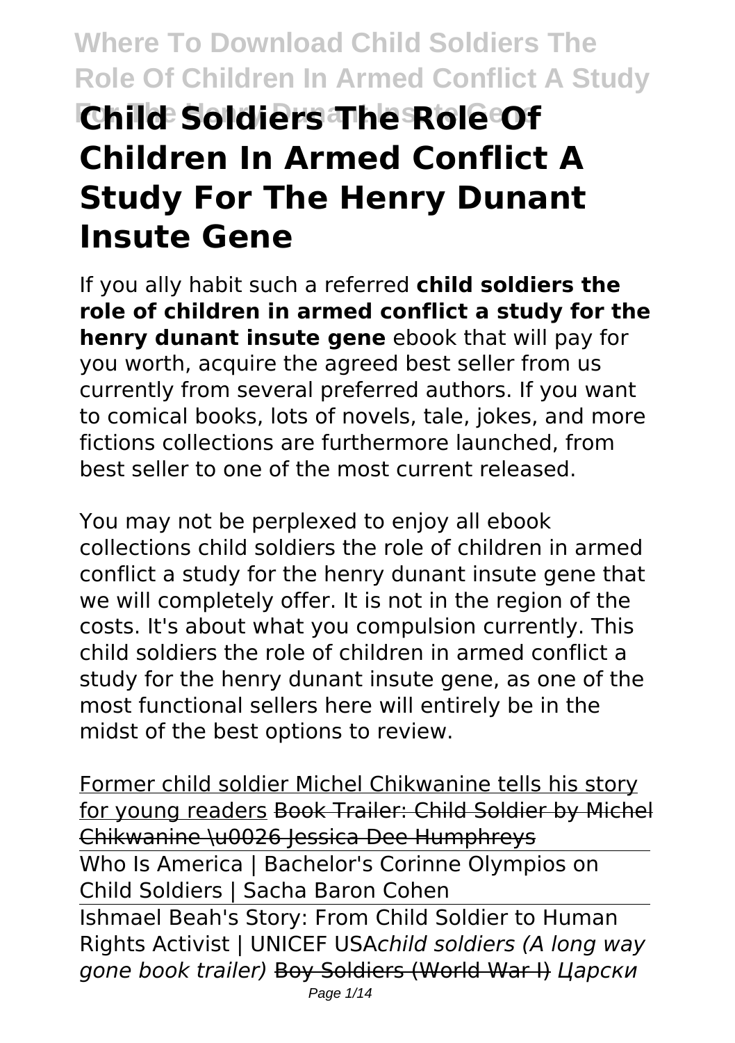# Child Soldiers The Role Of Children In Armed Conflict A Study For The Henry Dunant Insute Gene

If you ally habit such a referred **child soldiers the role of children in armed conflict a study for the henry dunant insute gene** ebook that will pay for you worth, acquire the agreed best seller from us currently from several preferred authors. If you want to comical books, lots of novels, tale, jokes, and more fictions collections are furthermore launched, from best seller to one of the most current released.

You may not be perplexed to enjoy all ebook collections child soldiers the role of children in armed conflict a study for the henry dunant insute gene that we will completely offer. It is not in the region of the costs. It's about what you compulsion currently. This child soldiers the role of children in armed conflict a study for the henry dunant insute gene, as one of the most functional sellers here will entirely be in the midst of the best options to review.

Former child soldier Michel Chikwanine tells his story for young readers Book Trailer: Child Soldier by Michel Chikwanine \u0026 Jessica Dee Humphreys

Who Is America | Bachelor's Corinne Olympios on Child Soldiers | Sacha Baron Cohen

Ishmael Beah's Story: From Child Soldier to Human Rights Activist | UNICEF USA*child soldiers (A long way gone book trailer)* Boy Soldiers (World War I) *Царски*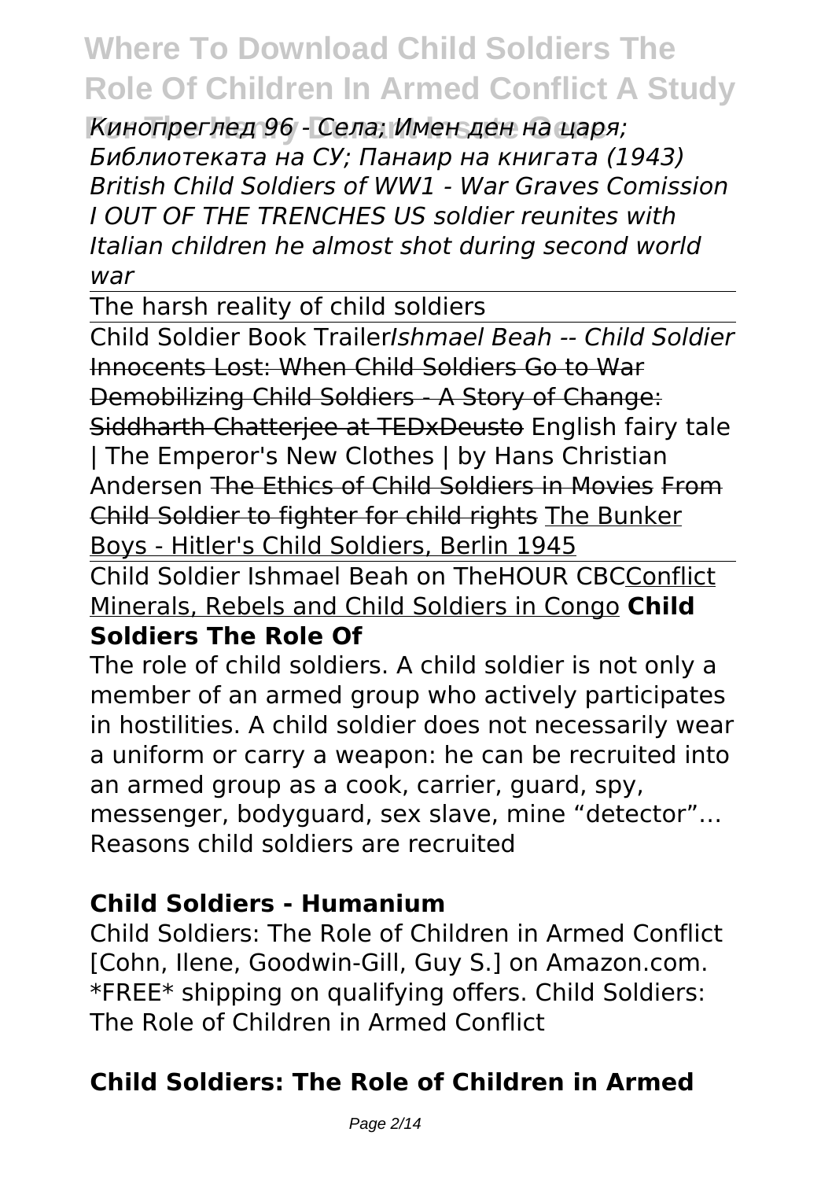*Кинопреглед 96 - Села; Имен ден на царя; Библиотеката на СУ; Панаир на книгата (1943) British Child Soldiers of WW1 - War Graves Comission I OUT OF THE TRENCHES US soldier reunites with Italian children he almost shot during second world war*

The harsh reality of child soldiers

Child Soldier Book Trailer*Ishmael Beah -- Child Soldier* Innocents Lost: When Child Soldiers Go to War Demobilizing Child Soldiers - A Story of Change: Siddharth Chatterjee at TEDxDeusto English fairy tale | The Emperor's New Clothes | by Hans Christian Andersen The Ethics of Child Soldiers in Movies From Child Soldier to fighter for child rights The Bunker Boys - Hitler's Child Soldiers, Berlin 1945

Child Soldier Ishmael Beah on TheHOUR CBCConflict Minerals, Rebels and Child Soldiers in Congo **Child Soldiers The Role Of**

The role of child soldiers. A child soldier is not only a member of an armed group who actively participates in hostilities. A child soldier does not necessarily wear a uniform or carry a weapon: he can be recruited into an armed group as a cook, carrier, guard, spy, messenger, bodyguard, sex slave, mine "detector"… Reasons child soldiers are recruited

**Child Soldiers - Humanium**

Child Soldiers: The Role of Children in Armed Conflict [Cohn, Ilene, Goodwin-Gill, Guy S.] on Amazon.com. *FREE* shipping on qualifying offers. Child Soldiers: The Role of Children in Armed Conflict

**Child Soldiers: The Role of Children in Armed**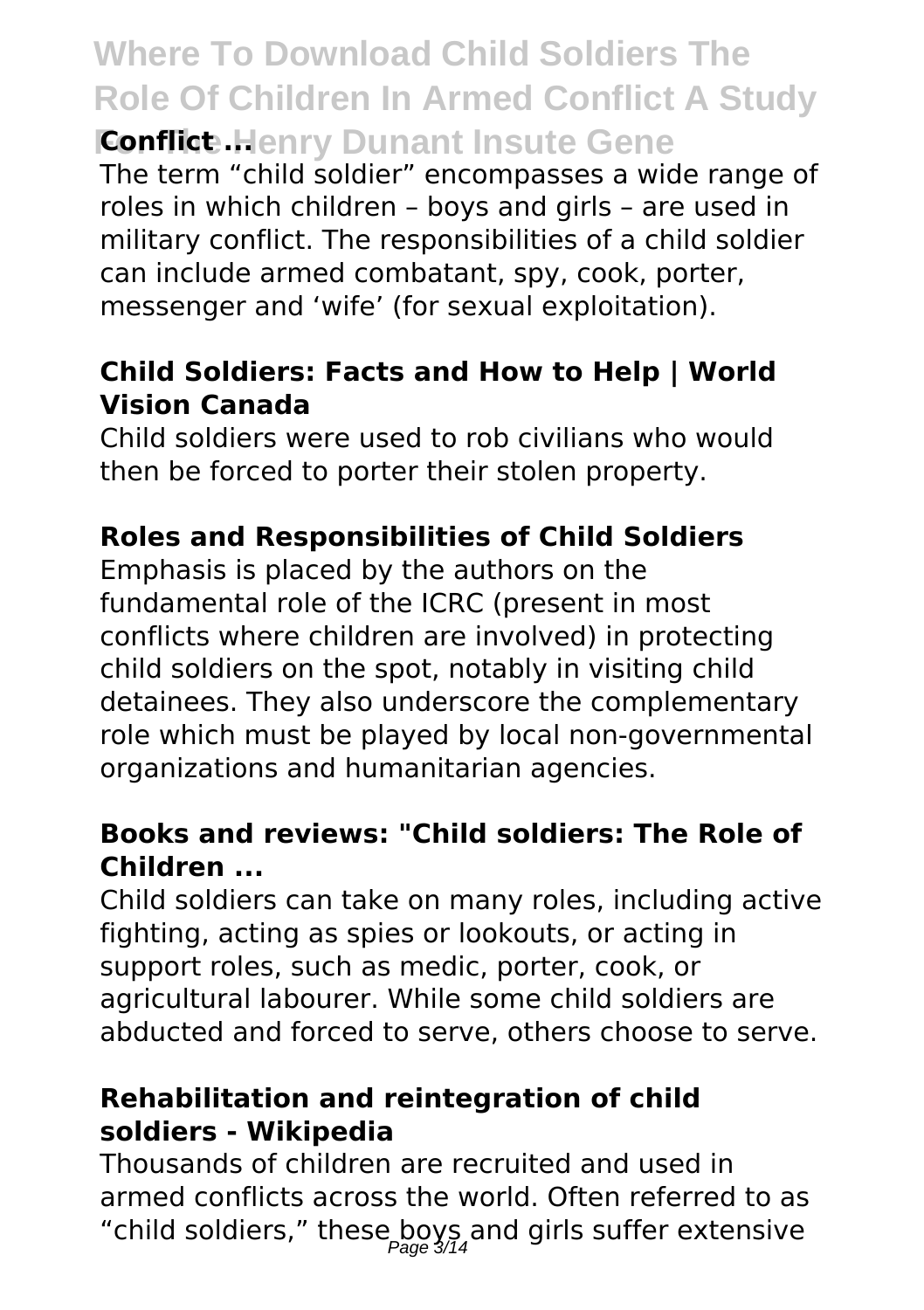**Conflict ...**

The term "child soldier" encompasses a wide range of roles in which children – boys and girls – are used in military conflict. The responsibilities of a child soldier can include armed combatant, spy, cook, porter, messenger and 'wife' (for sexual exploitation).

**Child Soldiers: Facts and How to Help | World Vision Canada**

Child soldiers were used to rob civilians who would then be forced to porter their stolen property.

**Roles and Responsibilities of Child Soldiers**

Emphasis is placed by the authors on the fundamental role of the ICRC (present in most conflicts where children are involved) in protecting child soldiers on the spot, notably in visiting child detainees. They also underscore the complementary role which must be played by local non-governmental organizations and humanitarian agencies.

**Books and reviews: "Child soldiers: The Role of Children ...**

Child soldiers can take on many roles, including active fighting, acting as spies or lookouts, or acting in support roles, such as medic, porter, cook, or agricultural labourer. While some child soldiers are abducted and forced to serve, others choose to serve.

**Rehabilitation and reintegration of child soldiers - Wikipedia**

Thousands of children are recruited and used in armed conflicts across the world. Often referred to as "child soldiers," these boys and girls suffer extensive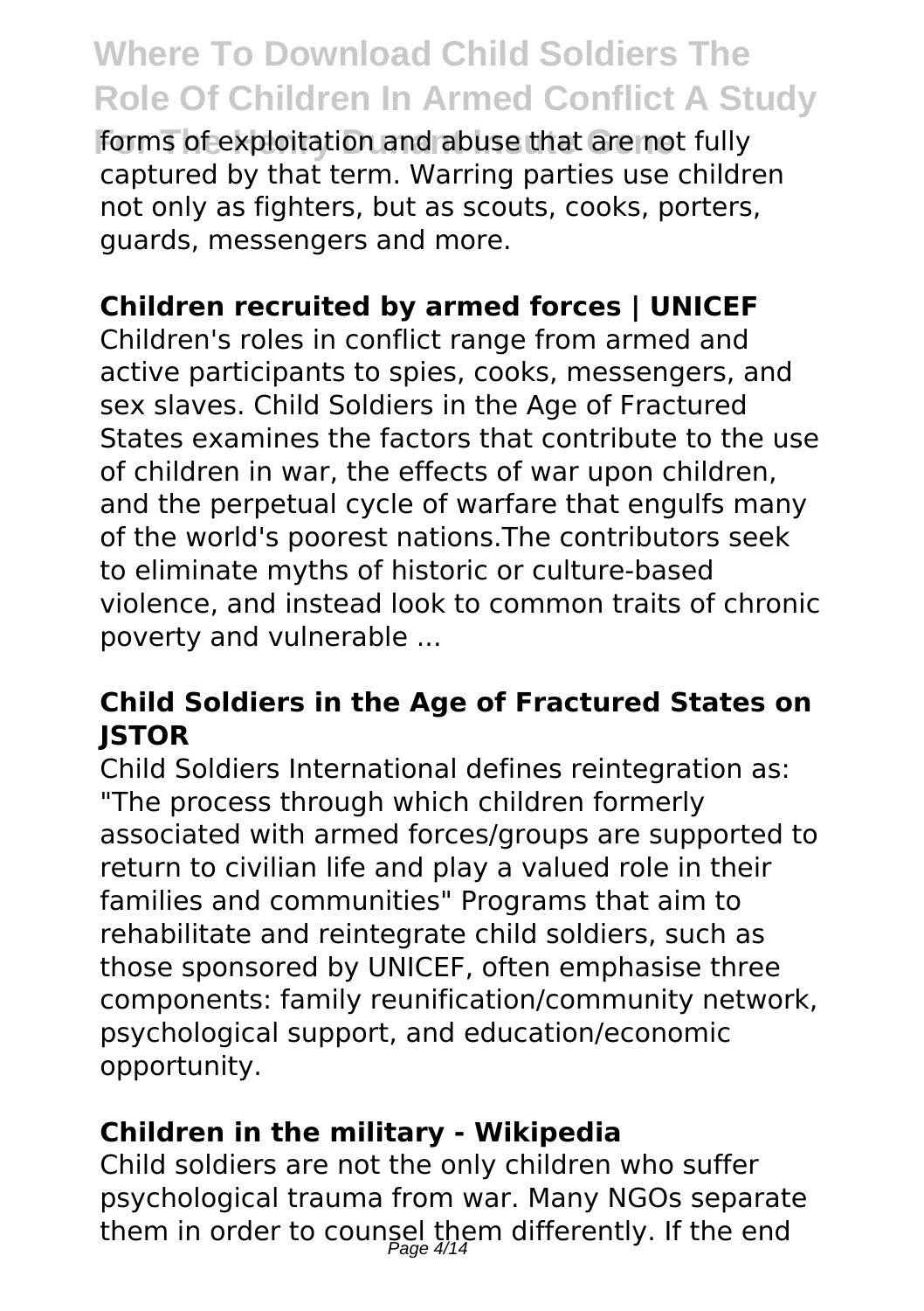forms of exploitation and abuse that are not fully captured by that term. Warring parties use children not only as fighters, but as scouts, cooks, porters, guards, messengers and more.

**Children recruited by armed forces | UNICEF**

Children's roles in conflict range from armed and active participants to spies, cooks, messengers, and sex slaves. Child Soldiers in the Age of Fractured States examines the factors that contribute to the use of children in war, the effects of war upon children, and the perpetual cycle of warfare that engulfs many of the world's poorest nations.The contributors seek to eliminate myths of historic or culture-based violence, and instead look to common traits of chronic poverty and vulnerable ...

**Child Soldiers in the Age of Fractured States on JSTOR**

Child Soldiers International defines reintegration as: "The process through which children formerly associated with armed forces/groups are supported to return to civilian life and play a valued role in their families and communities" Programs that aim to rehabilitate and reintegrate child soldiers, such as those sponsored by UNICEF, often emphasise three components: family reunification/community network, psychological support, and education/economic opportunity.

**Children in the military - Wikipedia**

Child soldiers are not the only children who suffer psychological trauma from war. Many NGOs separate them in order to counsel them differently. If the end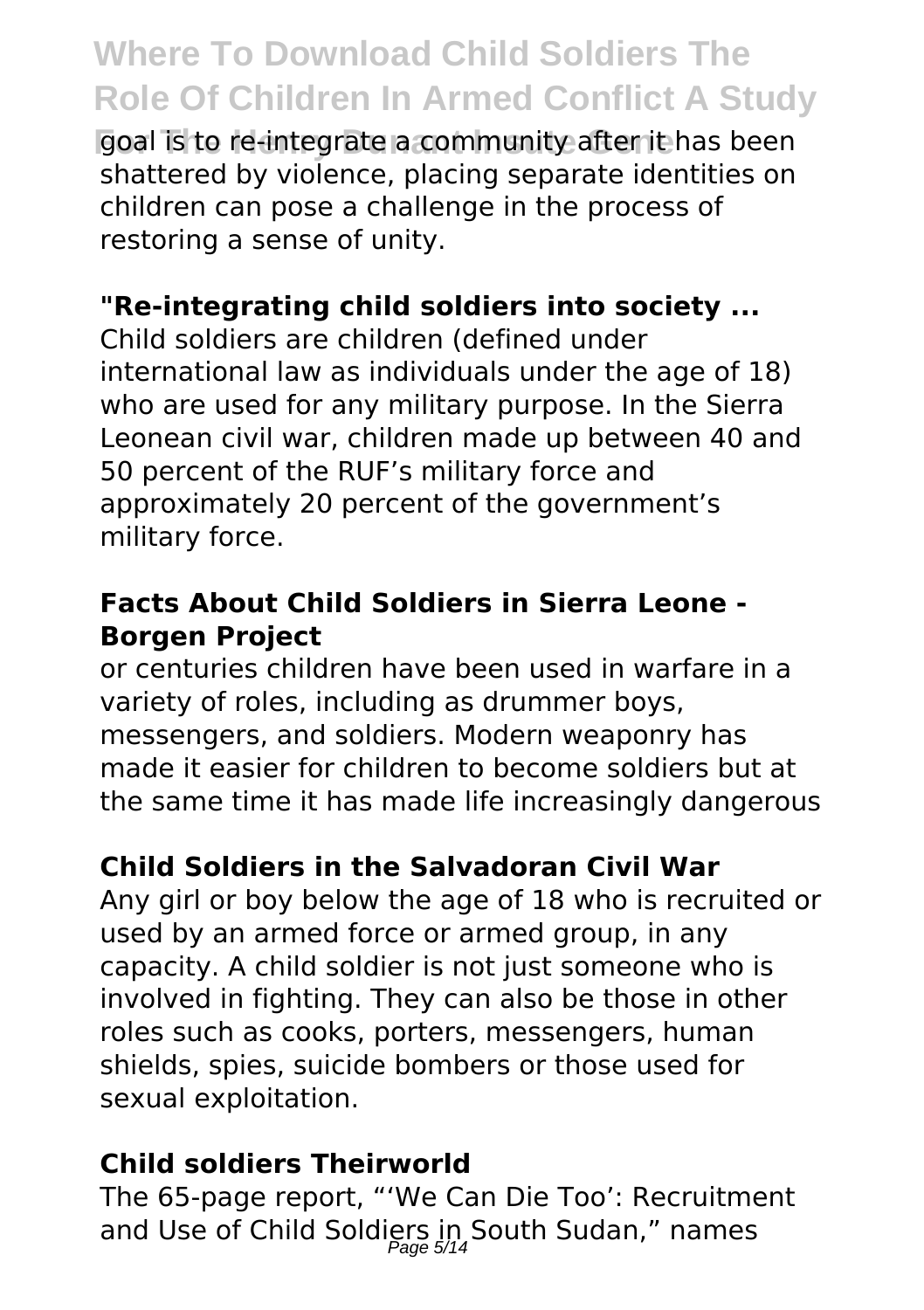goal is to re-integrate a community after it has been shattered by violence, placing separate identities on children can pose a challenge in the process of restoring a sense of unity.

### "Re-integrating child soldiers into society ...

Child soldiers are children (defined under international law as individuals under the age of 18) who are used for any military purpose. In the Sierra Leonean civil war, children made up between 40 and 50 percent of the RUF's military force and approximately 20 percent of the government's military force.

### Facts About Child Soldiers in Sierra Leone - Borgen Project

or centuries children have been used in warfare in a variety of roles, including as drummer boys, messengers, and soldiers. Modern weaponry has made it easier for children to become soldiers but at the same time it has made life increasingly dangerous

### Child Soldiers in the Salvadoran Civil War

Any girl or boy below the age of 18 who is recruited or used by an armed force or armed group, in any capacity. A child soldier is not just someone who is involved in fighting. They can also be those in other roles such as cooks, porters, messengers, human shields, spies, suicide bombers or those used for sexual exploitation.

### Child soldiers Theirworld

The 65-page report, "'We Can Die Too': Recruitment and Use of Child Soldiers in South Sudan," names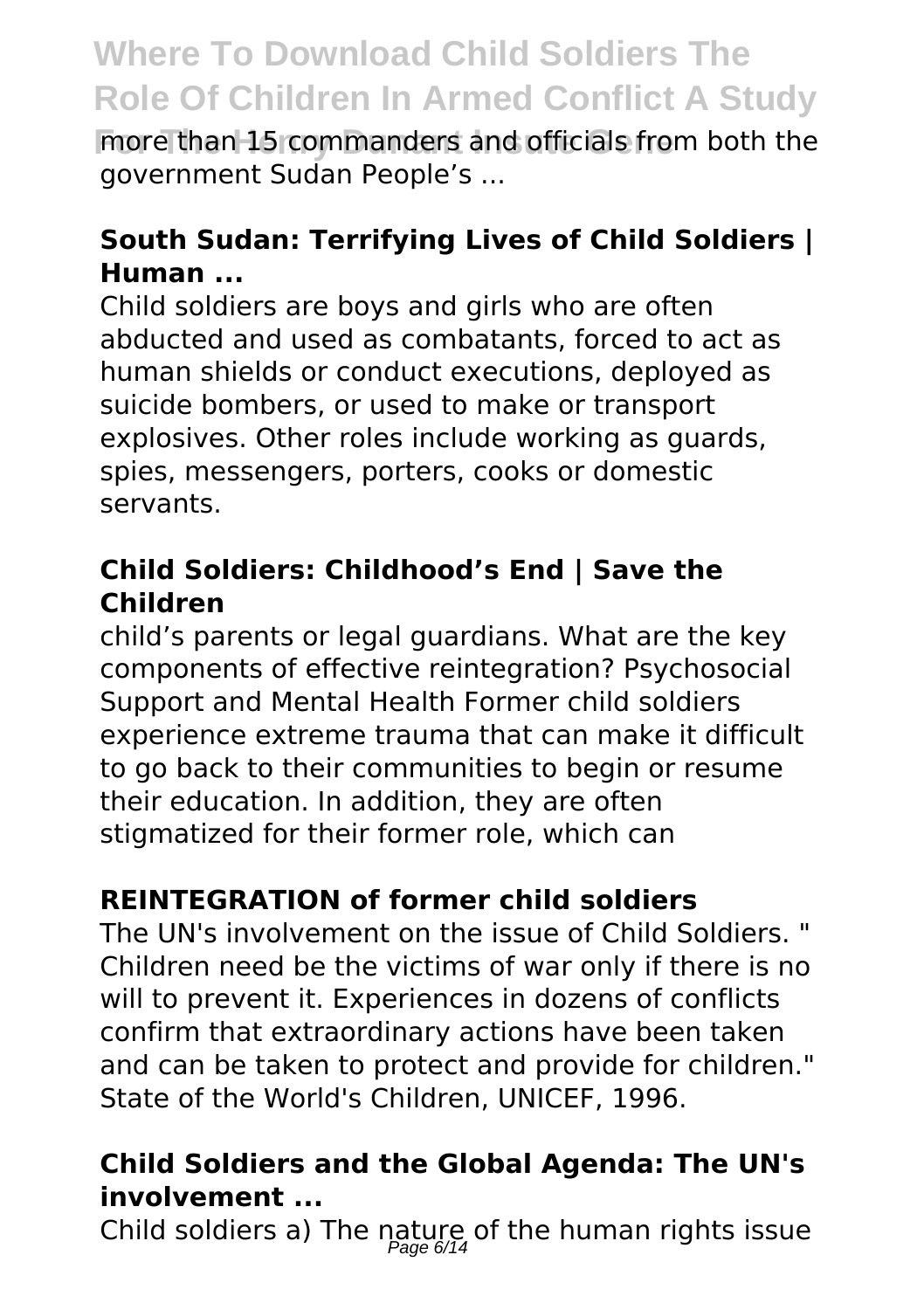more than 15 commanders and officials from both the government Sudan People's ...

### South Sudan: Terrifying Lives of Child Soldiers | Human ...

Child soldiers are boys and girls who are often abducted and used as combatants, forced to act as human shields or conduct executions, deployed as suicide bombers, or used to make or transport explosives. Other roles include working as guards, spies, messengers, porters, cooks or domestic servants.

### Child Soldiers: Childhood's End | Save the Children

child's parents or legal guardians. What are the key components of effective reintegration? Psychosocial Support and Mental Health Former child soldiers experience extreme trauma that can make it difficult to go back to their communities to begin or resume their education. In addition, they are often stigmatized for their former role, which can

### REINTEGRATION of former child soldiers

The UN's involvement on the issue of Child Soldiers. " Children need be the victims of war only if there is no will to prevent it. Experiences in dozens of conflicts confirm that extraordinary actions have been taken and can be taken to protect and provide for children." State of the World's Children, UNICEF, 1996.

### Child Soldiers and the Global Agenda: The UN's involvement ...

Child soldiers a) The nature of the human rights issue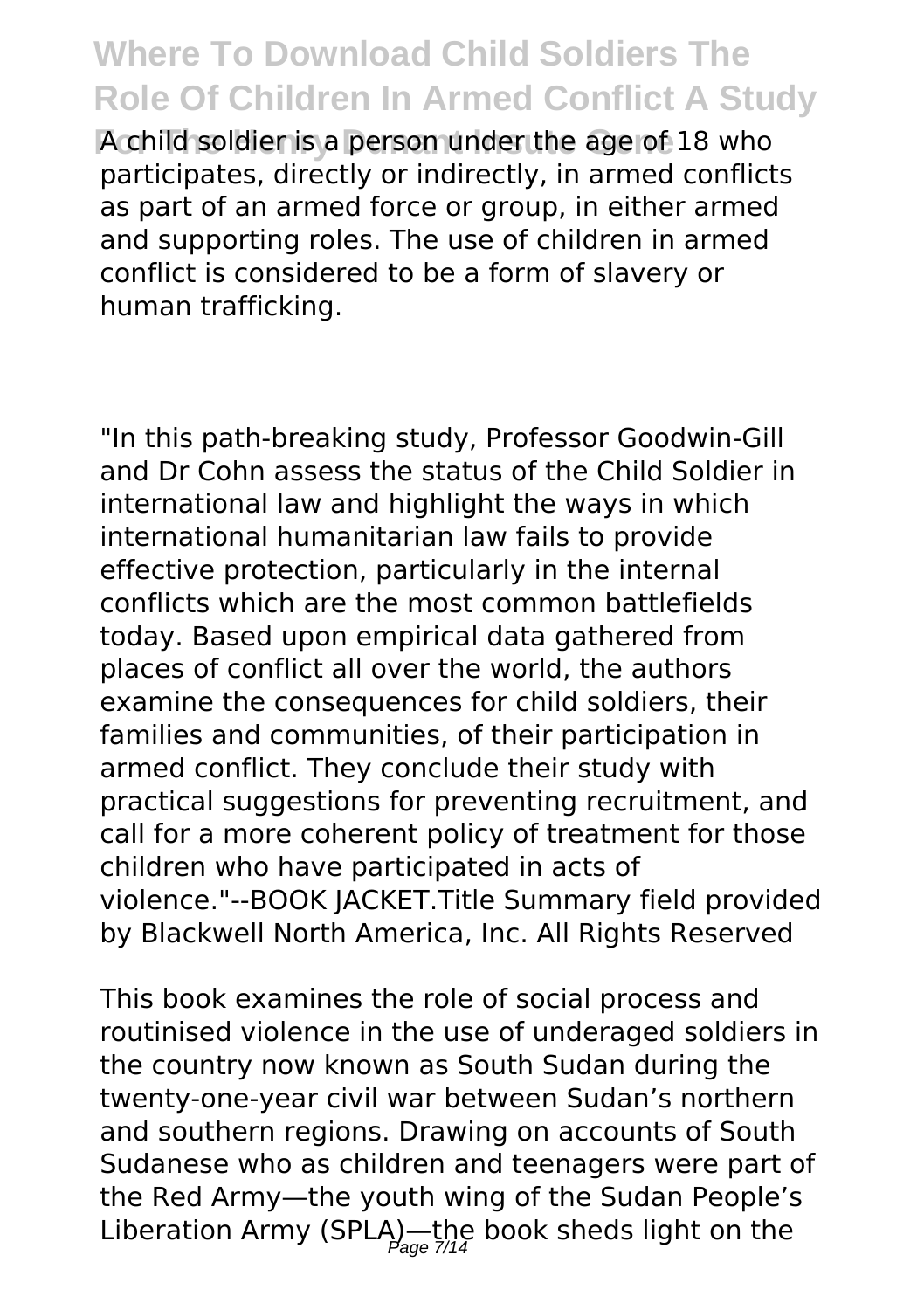A child soldier is a person under the age of 18 who participates, directly or indirectly, in armed conflicts as part of an armed force or group, in either armed and supporting roles. The use of children in armed conflict is considered to be a form of slavery or human trafficking.

"In this path-breaking study, Professor Goodwin-Gill and Dr Cohn assess the status of the Child Soldier in international law and highlight the ways in which international humanitarian law fails to provide effective protection, particularly in the internal conflicts which are the most common battlefields today. Based upon empirical data gathered from places of conflict all over the world, the authors examine the consequences for child soldiers, their families and communities, of their participation in armed conflict. They conclude their study with practical suggestions for preventing recruitment, and call for a more coherent policy of treatment for those children who have participated in acts of violence."--BOOK JACKET.Title Summary field provided by Blackwell North America, Inc. All Rights Reserved

This book examines the role of social process and routinised violence in the use of underaged soldiers in the country now known as South Sudan during the twenty-one-year civil war between Sudan's northern and southern regions. Drawing on accounts of South Sudanese who as children and teenagers were part of the Red Army—the youth wing of the Sudan People's Liberation Army (SPLA)—the book sheds light on the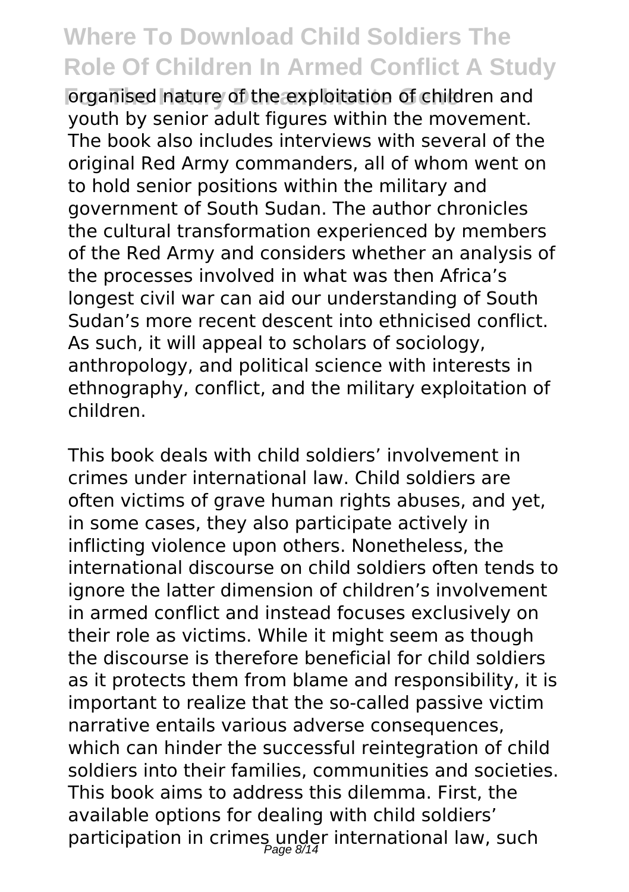organised nature of the exploitation of children and youth by senior adult figures within the movement. The book also includes interviews with several of the original Red Army commanders, all of whom went on to hold senior positions within the military and government of South Sudan. The author chronicles the cultural transformation experienced by members of the Red Army and considers whether an analysis of the processes involved in what was then Africa's longest civil war can aid our understanding of South Sudan's more recent descent into ethnicised conflict. As such, it will appeal to scholars of sociology, anthropology, and political science with interests in ethnography, conflict, and the military exploitation of children.

This book deals with child soldiers' involvement in crimes under international law. Child soldiers are often victims of grave human rights abuses, and yet, in some cases, they also participate actively in inflicting violence upon others. Nonetheless, the international discourse on child soldiers often tends to ignore the latter dimension of children's involvement in armed conflict and instead focuses exclusively on their role as victims. While it might seem as though the discourse is therefore beneficial for child soldiers as it protects them from blame and responsibility, it is important to realize that the so-called passive victim narrative entails various adverse consequences, which can hinder the successful reintegration of child soldiers into their families, communities and societies. This book aims to address this dilemma. First, the available options for dealing with child soldiers' participation in crimes under international law, such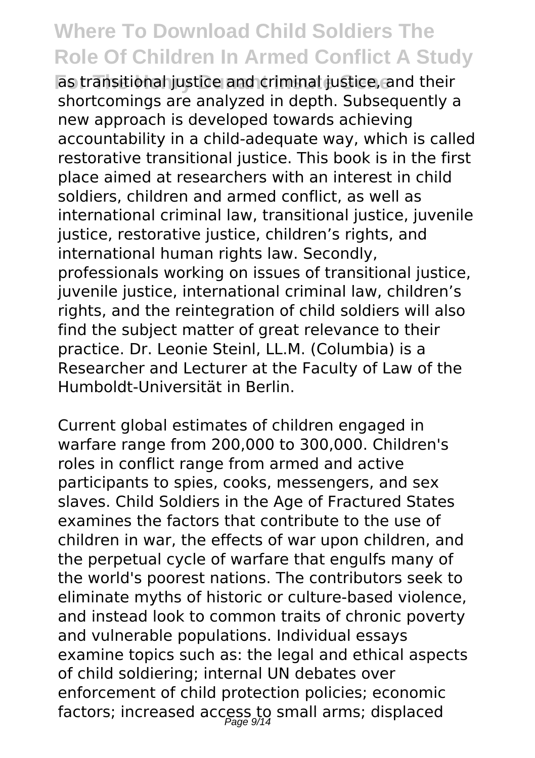as transitional justice and criminal justice, and their shortcomings are analyzed in depth. Subsequently a new approach is developed towards achieving accountability in a child-adequate way, which is called restorative transitional justice. This book is in the first place aimed at researchers with an interest in child soldiers, children and armed conflict, as well as international criminal law, transitional justice, juvenile justice, restorative justice, children's rights, and international human rights law. Secondly, professionals working on issues of transitional justice, juvenile justice, international criminal law, children's rights, and the reintegration of child soldiers will also find the subject matter of great relevance to their practice. Dr. Leonie Steinl, LL.M. (Columbia) is a Researcher and Lecturer at the Faculty of Law of the Humboldt-Universität in Berlin.

Current global estimates of children engaged in warfare range from 200,000 to 300,000. Children's roles in conflict range from armed and active participants to spies, cooks, messengers, and sex slaves. Child Soldiers in the Age of Fractured States examines the factors that contribute to the use of children in war, the effects of war upon children, and the perpetual cycle of warfare that engulfs many of the world's poorest nations. The contributors seek to eliminate myths of historic or culture-based violence, and instead look to common traits of chronic poverty and vulnerable populations. Individual essays examine topics such as: the legal and ethical aspects of child soldiering; internal UN debates over enforcement of child protection policies; economic factors; increased access to small arms; displaced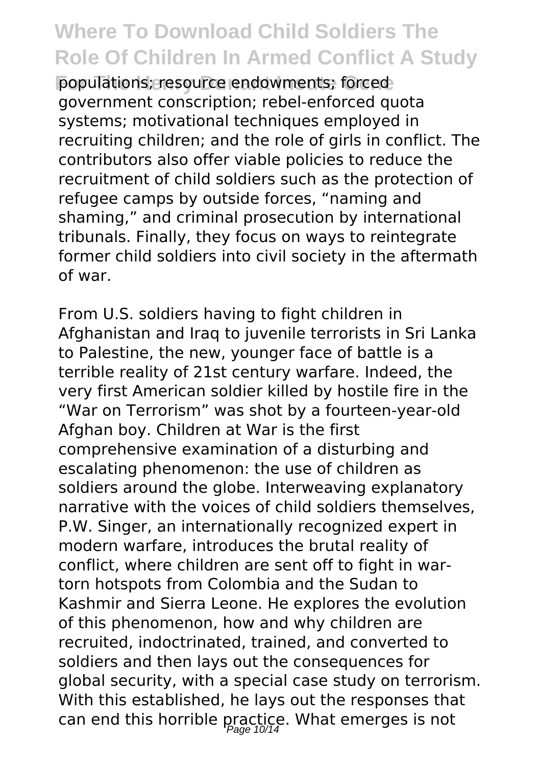populations; resource endowments; forced government conscription; rebel-enforced quota systems; motivational techniques employed in recruiting children; and the role of girls in conflict. The contributors also offer viable policies to reduce the recruitment of child soldiers such as the protection of refugee camps by outside forces, "naming and shaming," and criminal prosecution by international tribunals. Finally, they focus on ways to reintegrate former child soldiers into civil society in the aftermath of war.

From U.S. soldiers having to fight children in Afghanistan and Iraq to juvenile terrorists in Sri Lanka to Palestine, the new, younger face of battle is a terrible reality of 21st century warfare. Indeed, the very first American soldier killed by hostile fire in the "War on Terrorism" was shot by a fourteen-year-old Afghan boy. Children at War is the first comprehensive examination of a disturbing and escalating phenomenon: the use of children as soldiers around the globe. Interweaving explanatory narrative with the voices of child soldiers themselves, P.W. Singer, an internationally recognized expert in modern warfare, introduces the brutal reality of conflict, where children are sent off to fight in war-torn hotspots from Colombia and the Sudan to Kashmir and Sierra Leone. He explores the evolution of this phenomenon, how and why children are recruited, indoctrinated, trained, and converted to soldiers and then lays out the consequences for global security, with a special case study on terrorism. With this established, he lays out the responses that can end this horrible practice. What emerges is not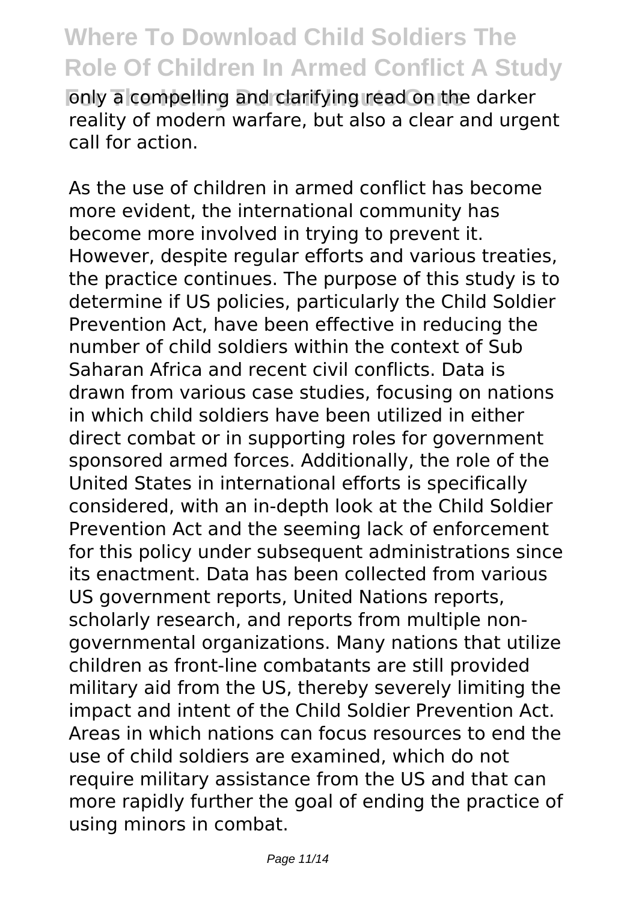only a compelling and clarifying read on the darker reality of modern warfare, but also a clear and urgent call for action.

As the use of children in armed conflict has become more evident, the international community has become more involved in trying to prevent it. However, despite regular efforts and various treaties, the practice continues. The purpose of this study is to determine if US policies, particularly the Child Soldier Prevention Act, have been effective in reducing the number of child soldiers within the context of Sub Saharan Africa and recent civil conflicts. Data is drawn from various case studies, focusing on nations in which child soldiers have been utilized in either direct combat or in supporting roles for government sponsored armed forces. Additionally, the role of the United States in international efforts is specifically considered, with an in-depth look at the Child Soldier Prevention Act and the seeming lack of enforcement for this policy under subsequent administrations since its enactment. Data has been collected from various US government reports, United Nations reports, scholarly research, and reports from multiple non-governmental organizations. Many nations that utilize children as front-line combatants are still provided military aid from the US, thereby severely limiting the impact and intent of the Child Soldier Prevention Act. Areas in which nations can focus resources to end the use of child soldiers are examined, which do not require military assistance from the US and that can more rapidly further the goal of ending the practice of using minors in combat.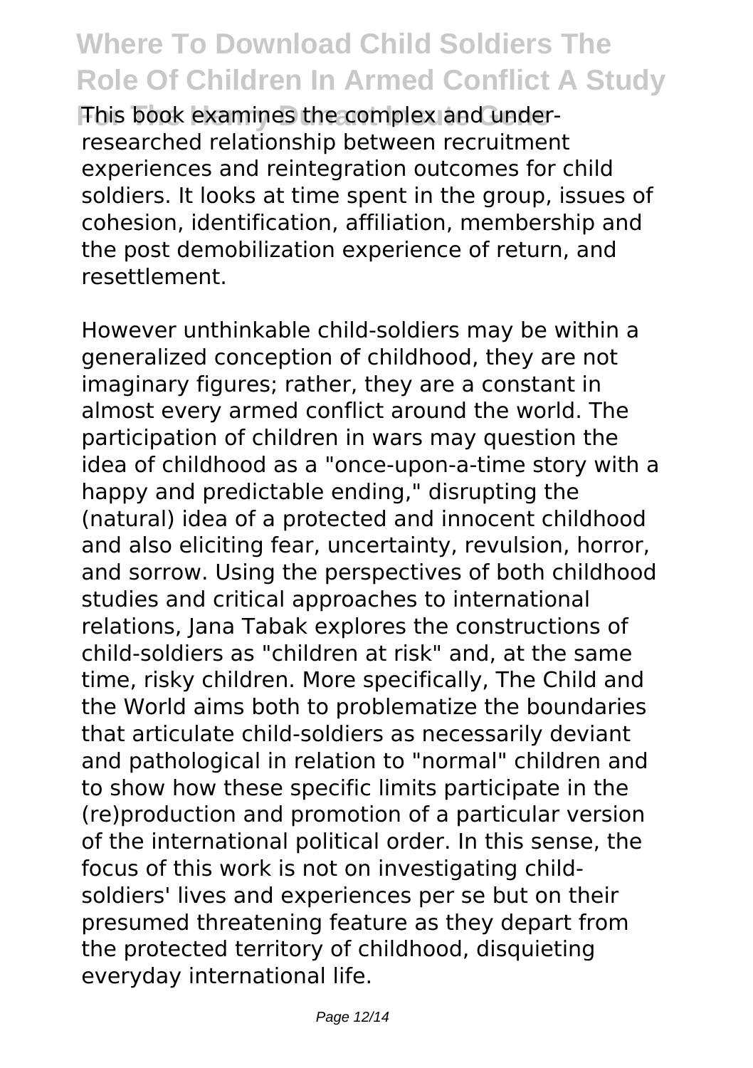This book examines the complex and under-researched relationship between recruitment experiences and reintegration outcomes for child soldiers. It looks at time spent in the group, issues of cohesion, identification, affiliation, membership and the post demobilization experience of return, and resettlement.

However unthinkable child-soldiers may be within a generalized conception of childhood, they are not imaginary figures; rather, they are a constant in almost every armed conflict around the world. The participation of children in wars may question the idea of childhood as a "once-upon-a-time story with a happy and predictable ending," disrupting the (natural) idea of a protected and innocent childhood and also eliciting fear, uncertainty, revulsion, horror, and sorrow. Using the perspectives of both childhood studies and critical approaches to international relations, Jana Tabak explores the constructions of child-soldiers as "children at risk" and, at the same time, risky children. More specifically, The Child and the World aims both to problematize the boundaries that articulate child-soldiers as necessarily deviant and pathological in relation to "normal" children and to show how these specific limits participate in the (re)production and promotion of a particular version of the international political order. In this sense, the focus of this work is not on investigating child-soldiers' lives and experiences per se but on their presumed threatening feature as they depart from the protected territory of childhood, disquieting everyday international life.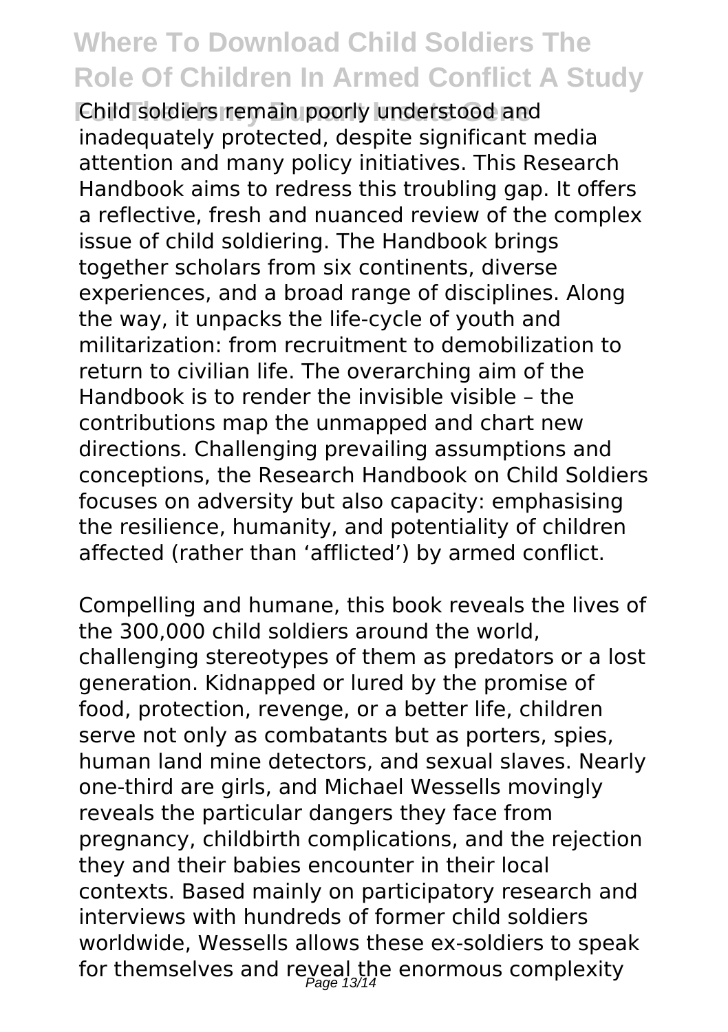Child soldiers remain poorly understood and inadequately protected, despite significant media attention and many policy initiatives. This Research Handbook aims to redress this troubling gap. It offers a reflective, fresh and nuanced review of the complex issue of child soldiering. The Handbook brings together scholars from six continents, diverse experiences, and a broad range of disciplines. Along the way, it unpacks the life-cycle of youth and militarization: from recruitment to demobilization to return to civilian life. The overarching aim of the Handbook is to render the invisible visible – the contributions map the unmapped and chart new directions. Challenging prevailing assumptions and conceptions, the Research Handbook on Child Soldiers focuses on adversity but also capacity: emphasising the resilience, humanity, and potentiality of children affected (rather than 'afflicted') by armed conflict.

Compelling and humane, this book reveals the lives of the 300,000 child soldiers around the world, challenging stereotypes of them as predators or a lost generation. Kidnapped or lured by the promise of food, protection, revenge, or a better life, children serve not only as combatants but as porters, spies, human land mine detectors, and sexual slaves. Nearly one-third are girls, and Michael Wessells movingly reveals the particular dangers they face from pregnancy, childbirth complications, and the rejection they and their babies encounter in their local contexts. Based mainly on participatory research and interviews with hundreds of former child soldiers worldwide, Wessells allows these ex-soldiers to speak for themselves and reveal the enormous complexity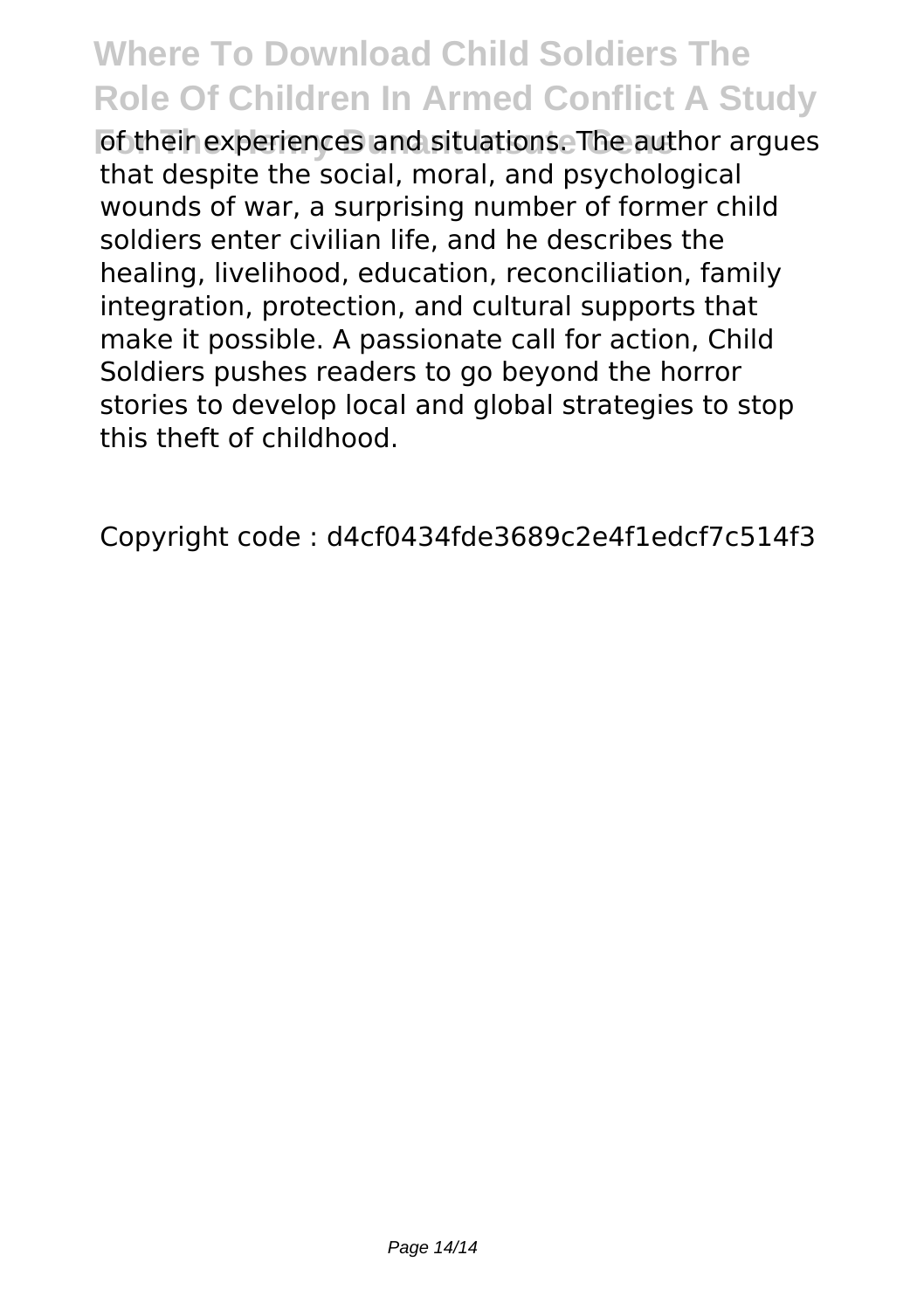of their experiences and situations. The author argues that despite the social, moral, and psychological wounds of war, a surprising number of former child soldiers enter civilian life, and he describes the healing, livelihood, education, reconciliation, family integration, protection, and cultural supports that make it possible. A passionate call for action, Child Soldiers pushes readers to go beyond the horror stories to develop local and global strategies to stop this theft of childhood.

Copyright code : d4cf0434fde3689c2e4f1edcf7c514f3